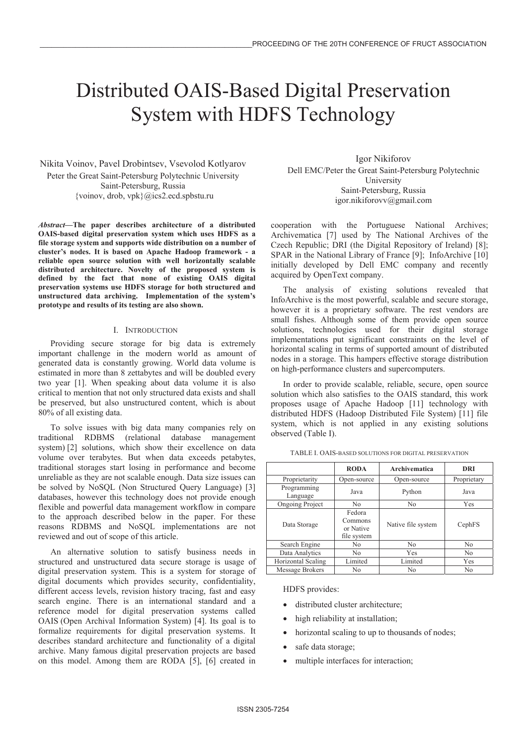# Distributed OAIS-Based Digital Preservation System with HDFS Technology

Nikita Voinov, Pavel Drobintsev, Vsevolod Kotlyarov
Peter the Great Saint-Petersburg Polytechnic University
Saint-Petersburg, Russia
{voinov, drob, vpk}@ics2.ecd.spbstu.ru

Igor Nikiforov
Dell EMC/Peter the Great Saint-Petersburg Polytechnic University
Saint-Petersburg, Russia
igor.nikiforovv@gmail.com

***Abstract*—The paper describes architecture of a distributed OAIS-based digital preservation system which uses HDFS as a file storage system and supports wide distribution on a number of cluster's nodes. It is based on Apache Hadoop framework - a reliable open source solution with well horizontally scalable distributed architecture. Novelty of the proposed system is defined by the fact that none of existing OAIS digital preservation systems use HDFS storage for both structured and unstructured data archiving. Implementation of the system's prototype and results of its testing are also shown.**

## I. Introduction

Providing secure storage for big data is extremely important challenge in the modern world as amount of generated data is constantly growing. World data volume is estimated in more than 8 zettabytes and will be doubled every two year [1]. When speaking about data volume it is also critical to mention that not only structured data exists and shall be preserved, but also unstructured content, which is about 80% of all existing data.

To solve issues with big data many companies rely on traditional RDBMS (relational database management system) [2] solutions, which show their excellence on data volume over terabytes. But when data exceeds petabytes, traditional storages start losing in performance and become unreliable as they are not scalable enough. Data size issues can be solved by NoSQL (Non Structured Query Language) [3] databases, however this technology does not provide enough flexible and powerful data management workflow in compare to the approach described below in the paper. For these reasons RDBMS and NoSQL implementations are not reviewed and out of scope of this article.

An alternative solution to satisfy business needs in structured and unstructured data secure storage is usage of digital preservation system. This is a system for storage of digital documents which provides security, confidentiality, different access levels, revision history tracing, fast and easy search engine. There is an international standard and a reference model for digital preservation systems called OAIS (Open Archival Information System) [4]. Its goal is to formalize requirements for digital preservation systems. It describes standard architecture and functionality of a digital archive. Many famous digital preservation projects are based on this model. Among them are RODA [5], [6] created in cooperation with the Portuguese National Archives; Archivematica [7] used by The National Archives of the Czech Republic; DRI (the Digital Repository of Ireland) [8]; SPAR in the National Library of France [9]; InfoArchive [10] initially developed by Dell EMC company and recently acquired by OpenText company.

The analysis of existing solutions revealed that InfoArchive is the most powerful, scalable and secure storage, however it is a proprietary software. The rest vendors are small fishes. Although some of them provide open source solutions, technologies used for their digital storage implementations put significant constraints on the level of horizontal scaling in terms of supported amount of distributed nodes in a storage. This hampers effective storage distribution on high-performance clusters and supercomputers.

In order to provide scalable, reliable, secure, open source solution which also satisfies to the OAIS standard, this work proposes usage of Apache Hadoop [11] technology with distributed HDFS (Hadoop Distributed File System) [11] file system, which is not applied in any existing solutions observed (Table I).

TABLE I. OAIS-BASED SOLUTIONS FOR DIGITAL PRESERVATION

| | RODA | Archivematica | DRI |
|---|---|---|---|
| Proprietarity | Open-source | Open-source | Proprietary |
| Programming Language | Java | Python | Java |
| Ongoing Project | No | No | Yes |
| Data Storage | Fedora Commons or Native file system | Native file system | CephFS |
| Search Engine | No | No | No |
| Data Analytics | No | Yes | No |
| Horizontal Scaling | Limited | Limited | Yes |
| Message Brokers | No | No | No |

HDFS provides:

- distributed cluster architecture;
- high reliability at installation;
- horizontal scaling to up to thousands of nodes;
- safe data storage;
- multiple interfaces for interaction;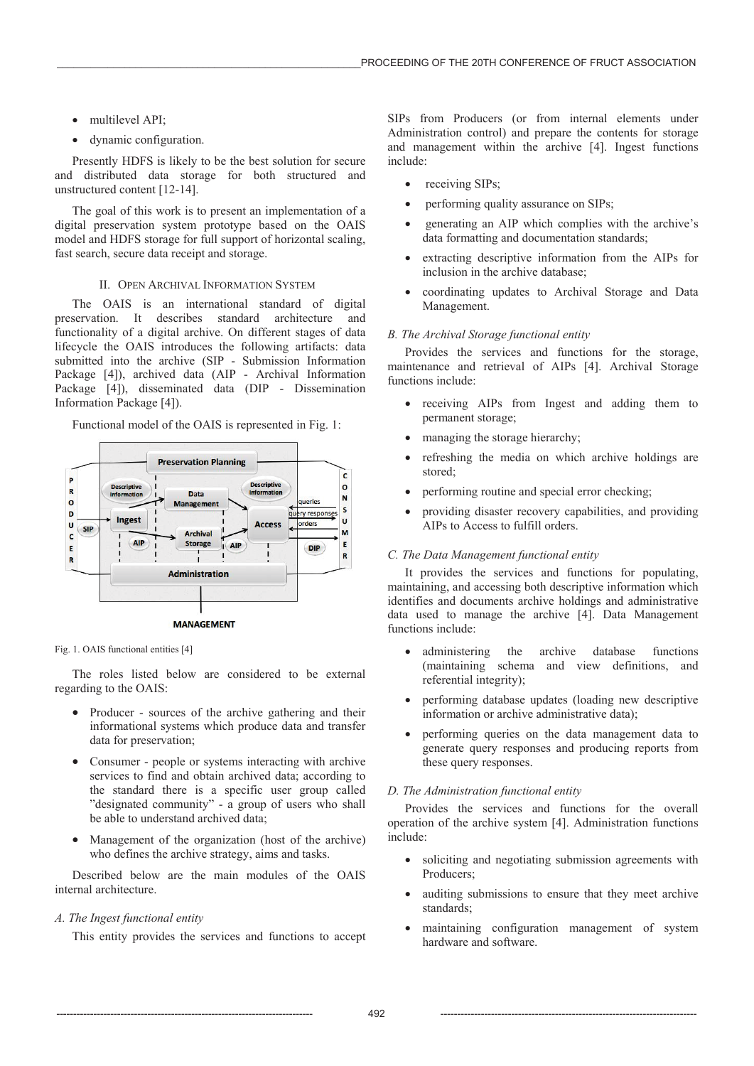- multilevel API;
- dynamic configuration.

Presently HDFS is likely to be the best solution for secure and distributed data storage for both structured and unstructured content [12-14].

The goal of this work is to present an implementation of a digital preservation system prototype based on the OAIS model and HDFS storage for full support of horizontal scaling, fast search, secure data receipt and storage.

## II. Open Archival Information System

The OAIS is an international standard of digital preservation. It describes standard architecture and functionality of a digital archive. On different stages of data lifecycle the OAIS introduces the following artifacts: data submitted into the archive (SIP - Submission Information Package [4]), archived data (AIP - Archival Information Package [4]), disseminated data (DIP - Dissemination Information Package [4]).

Functional model of the OAIS is represented in Fig. 1:

Fig. 1. OAIS functional entities [4]

The roles listed below are considered to be external regarding to the OAIS:

- Producer - sources of the archive gathering and their informational systems which produce data and transfer data for preservation;
- Consumer - people or systems interacting with archive services to find and obtain archived data; according to the standard there is a specific user group called "designated community" - a group of users who shall be able to understand archived data;
- Management of the organization (host of the archive) who defines the archive strategy, aims and tasks.

Described below are the main modules of the OAIS internal architecture.

### *A. The Ingest functional entity*

This entity provides the services and functions to accept SIPs from Producers (or from internal elements under Administration control) and prepare the contents for storage and management within the archive [4]. Ingest functions include:

- receiving SIPs;
- performing quality assurance on SIPs;
- generating an AIP which complies with the archive's data formatting and documentation standards;
- extracting descriptive information from the AIPs for inclusion in the archive database;
- coordinating updates to Archival Storage and Data Management.

### *B. The Archival Storage functional entity*

Provides the services and functions for the storage, maintenance and retrieval of AIPs [4]. Archival Storage functions include:

- receiving AIPs from Ingest and adding them to permanent storage;
- managing the storage hierarchy;
- refreshing the media on which archive holdings are stored;
- performing routine and special error checking;
- providing disaster recovery capabilities, and providing AIPs to Access to fulfill orders.

### *C. The Data Management functional entity*

It provides the services and functions for populating, maintaining, and accessing both descriptive information which identifies and documents archive holdings and administrative data used to manage the archive [4]. Data Management functions include:

- administering the archive database functions (maintaining schema and view definitions, and referential integrity);
- performing database updates (loading new descriptive information or archive administrative data);
- performing queries on the data management data to generate query responses and producing reports from these query responses.

### *D. The Administration functional entity*

Provides the services and functions for the overall operation of the archive system [4]. Administration functions include:

- soliciting and negotiating submission agreements with Producers;
- auditing submissions to ensure that they meet archive standards;
- maintaining configuration management of system hardware and software.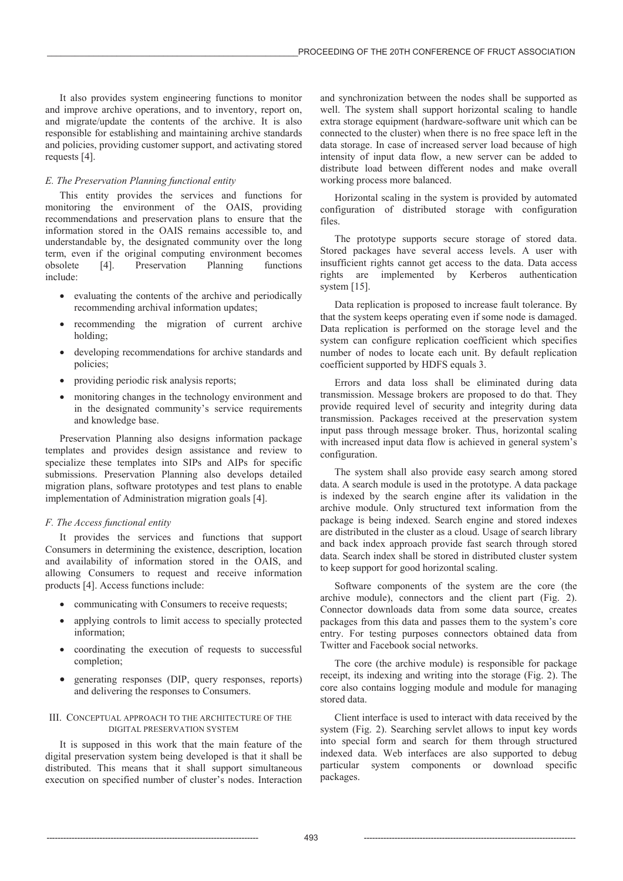It also provides system engineering functions to monitor and improve archive operations, and to inventory, report on, and migrate/update the contents of the archive. It is also responsible for establishing and maintaining archive standards and policies, providing customer support, and activating stored requests [4].

### *E. The Preservation Planning functional entity*

This entity provides the services and functions for monitoring the environment of the OAIS, providing recommendations and preservation plans to ensure that the information stored in the OAIS remains accessible to, and understandable by, the designated community over the long term, even if the original computing environment becomes obsolete [4]. Preservation Planning functions include:

- evaluating the contents of the archive and periodically recommending archival information updates;
- recommending the migration of current archive holding;
- developing recommendations for archive standards and policies;
- providing periodic risk analysis reports;
- monitoring changes in the technology environment and in the designated community's service requirements and knowledge base.

Preservation Planning also designs information package templates and provides design assistance and review to specialize these templates into SIPs and AIPs for specific submissions. Preservation Planning also develops detailed migration plans, software prototypes and test plans to enable implementation of Administration migration goals [4].

### *F. The Access functional entity*

It provides the services and functions that support Consumers in determining the existence, description, location and availability of information stored in the OAIS, and allowing Consumers to request and receive information products [4]. Access functions include:

- communicating with Consumers to receive requests;
- applying controls to limit access to specially protected information;
- coordinating the execution of requests to successful completion;
- generating responses (DIP, query responses, reports) and delivering the responses to Consumers.

## III. Conceptual approach to the architecture of the digital preservation system

It is supposed in this work that the main feature of the digital preservation system being developed is that it shall be distributed. This means that it shall support simultaneous execution on specified number of cluster's nodes. Interaction and synchronization between the nodes shall be supported as well. The system shall support horizontal scaling to handle extra storage equipment (hardware-software unit which can be connected to the cluster) when there is no free space left in the data storage. In case of increased server load because of high intensity of input data flow, a new server can be added to distribute load between different nodes and make overall working process more balanced.

Horizontal scaling in the system is provided by automated configuration of distributed storage with configuration files.

The prototype supports secure storage of stored data. Stored packages have several access levels. A user with insufficient rights cannot get access to the data. Data access rights are implemented by Kerberos authentication system [15].

Data replication is proposed to increase fault tolerance. By that the system keeps operating even if some node is damaged. Data replication is performed on the storage level and the system can configure replication coefficient which specifies number of nodes to locate each unit. By default replication coefficient supported by HDFS equals 3.

Errors and data loss shall be eliminated during data transmission. Message brokers are proposed to do that. They provide required level of security and integrity during data transmission. Packages received at the preservation system input pass through message broker. Thus, horizontal scaling with increased input data flow is achieved in general system's configuration.

The system shall also provide easy search among stored data. A search module is used in the prototype. A data package is indexed by the search engine after its validation in the archive module. Only structured text information from the package is being indexed. Search engine and stored indexes are distributed in the cluster as a cloud. Usage of search library and back index approach provide fast search through stored data. Search index shall be stored in distributed cluster system to keep support for good horizontal scaling.

Software components of the system are the core (the archive module), connectors and the client part (Fig. 2). Connector downloads data from some data source, creates packages from this data and passes them to the system's core entry. For testing purposes connectors obtained data from Twitter and Facebook social networks.

The core (the archive module) is responsible for package receipt, its indexing and writing into the storage (Fig. 2). The core also contains logging module and module for managing stored data.

Client interface is used to interact with data received by the system (Fig. 2). Searching servlet allows to input key words into special form and search for them through structured indexed data. Web interfaces are also supported to debug particular system components or download specific packages.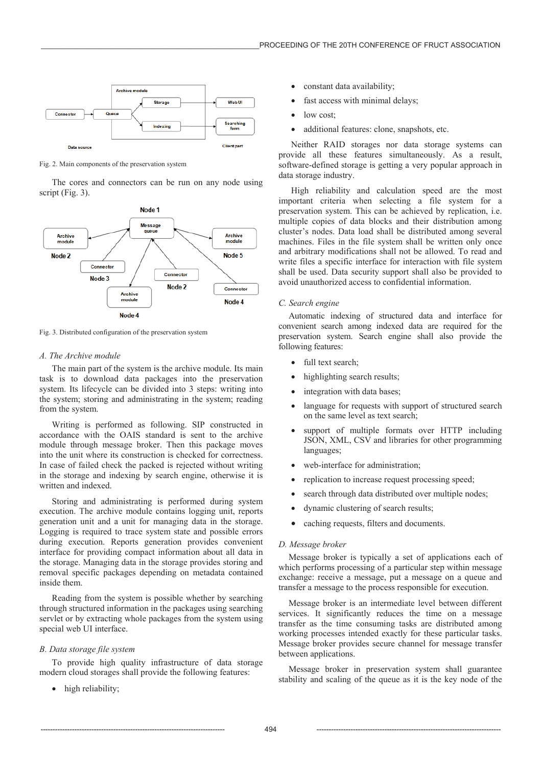Archive module

Connector

Queue

Storage

Indexing

Web UI

Searching form

Data source

Client part

Fig. 2. Main components of the preservation system

The cores and connectors can be run on any node using script (Fig. 3).

Node 1

Message queue

Archive module

Node 2

Archive module

Node 5

Connector

Node 3

Connector

Node 2

Connector

Node 4

Archive module

Node 4

Fig. 3. Distributed configuration of the preservation system

### A. The Archive module

The main part of the system is the archive module. Its main task is to download data packages into the preservation system. Its lifecycle can be divided into 3 steps: writing into the system; storing and administrating in the system; reading from the system.

Writing is performed as following. SIP constructed in accordance with the OAIS standard is sent to the archive module through message broker. Then this package moves into the unit where its construction is checked for correctness. In case of failed check the packed is rejected without writing in the storage and indexing by search engine, otherwise it is written and indexed.

Storing and administrating is performed during system execution. The archive module contains logging unit, reports generation unit and a unit for managing data in the storage. Logging is required to trace system state and possible errors during execution. Reports generation provides convenient interface for providing compact information about all data in the storage. Managing data in the storage provides storing and removal specific packages depending on metadata contained inside them.

Reading from the system is possible whether by searching through structured information in the packages using searching servlet or by extracting whole packages from the system using special web UI interface.

### B. Data storage file system

To provide high quality infrastructure of data storage modern cloud storages shall provide the following features:

- high reliability;
- constant data availability;
- fast access with minimal delays;
- low cost;
- additional features: clone, snapshots, etc.

Neither RAID storages nor data storage systems can provide all these features simultaneously. As a result, software-defined storage is getting a very popular approach in data storage industry.

High reliability and calculation speed are the most important criteria when selecting a file system for a preservation system. This can be achieved by replication, i.e. multiple copies of data blocks and their distribution among cluster's nodes. Data load shall be distributed among several machines. Files in the file system shall be written only once and arbitrary modifications shall not be allowed. To read and write files a specific interface for interaction with file system shall be used. Data security support shall also be provided to avoid unauthorized access to confidential information.

### C. Search engine

Automatic indexing of structured data and interface for convenient search among indexed data are required for the preservation system. Search engine shall also provide the following features:

- full text search;
- highlighting search results;
- integration with data bases;
- language for requests with support of structured search on the same level as text search;
- support of multiple formats over HTTP including JSON, XML, CSV and libraries for other programming languages;
- web-interface for administration;
- replication to increase request processing speed;
- search through data distributed over multiple nodes;
- dynamic clustering of search results;
- caching requests, filters and documents.

### D. Message broker

Message broker is typically a set of applications each of which performs processing of a particular step within message exchange: receive a message, put a message on a queue and transfer a message to the process responsible for execution.

Message broker is an intermediate level between different services. It significantly reduces the time on a message transfer as the time consuming tasks are distributed among working processes intended exactly for these particular tasks. Message broker provides secure channel for message transfer between applications.

Message broker in preservation system shall guarantee stability and scaling of the queue as it is the key node of the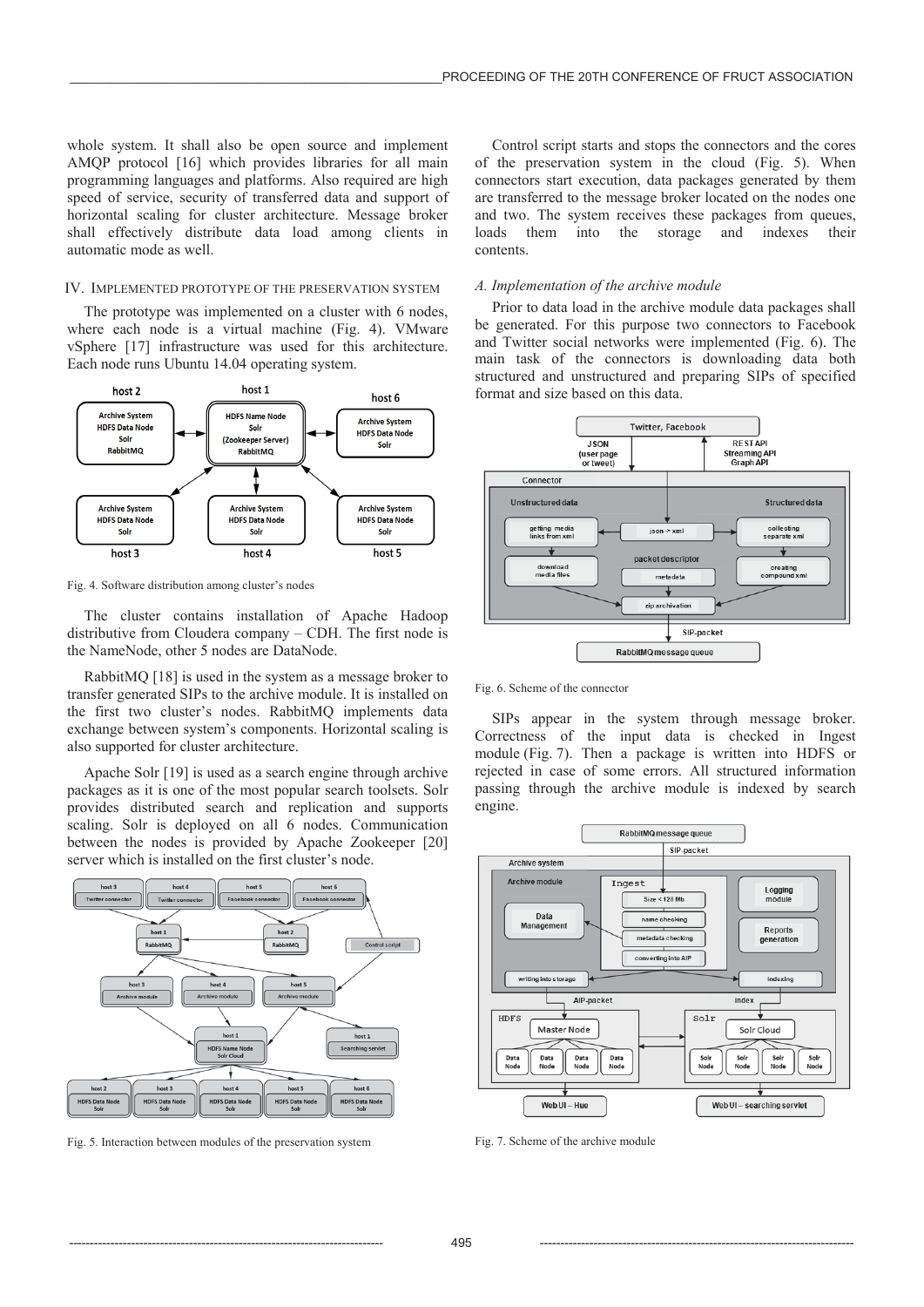whole system. It shall also be open source and implement AMQP protocol [16] which provides libraries for all main programming languages and platforms. Also required are high speed of service, security of transferred data and support of horizontal scaling for cluster architecture. Message broker shall effectively distribute data load among clients in automatic mode as well.

## IV. Implemented prototype of the preservation system

The prototype was implemented on a cluster with 6 nodes, where each node is a virtual machine (Fig. 4). VMware vSphere [17] infrastructure was used for this architecture. Each node runs Ubuntu 14.04 operating system.

Fig. 4. Software distribution among cluster's nodes

The cluster contains installation of Apache Hadoop distributive from Cloudera company – CDH. The first node is the NameNode, other 5 nodes are DataNode.

RabbitMQ [18] is used in the system as a message broker to transfer generated SIPs to the archive module. It is installed on the first two cluster's nodes. RabbitMQ implements data exchange between system's components. Horizontal scaling is also supported for cluster architecture.

Apache Solr [19] is used as a search engine through archive packages as it is one of the most popular search toolsets. Solr provides distributed search and replication and supports scaling. Solr is deployed on all 6 nodes. Communication between the nodes is provided by Apache Zookeeper [20] server which is installed on the first cluster's node.

Fig. 5. Interaction between modules of the preservation system

Control script starts and stops the connectors and the cores of the preservation system in the cloud (Fig. 5). When connectors start execution, data packages generated by them are transferred to the message broker located on the nodes one and two. The system receives these packages from queues, loads them into the storage and indexes their contents.

### A. Implementation of the archive module

Prior to data load in the archive module data packages shall be generated. For this purpose two connectors to Facebook and Twitter social networks were implemented (Fig. 6). The main task of the connectors is downloading data both structured and unstructured and preparing SIPs of specified format and size based on this data.

Fig. 6. Scheme of the connector

SIPs appear in the system through message broker. Correctness of the input data is checked in Ingest module (Fig. 7). Then a package is written into HDFS or rejected in case of some errors. All structured information passing through the archive module is indexed by search engine.

Fig. 7. Scheme of the archive module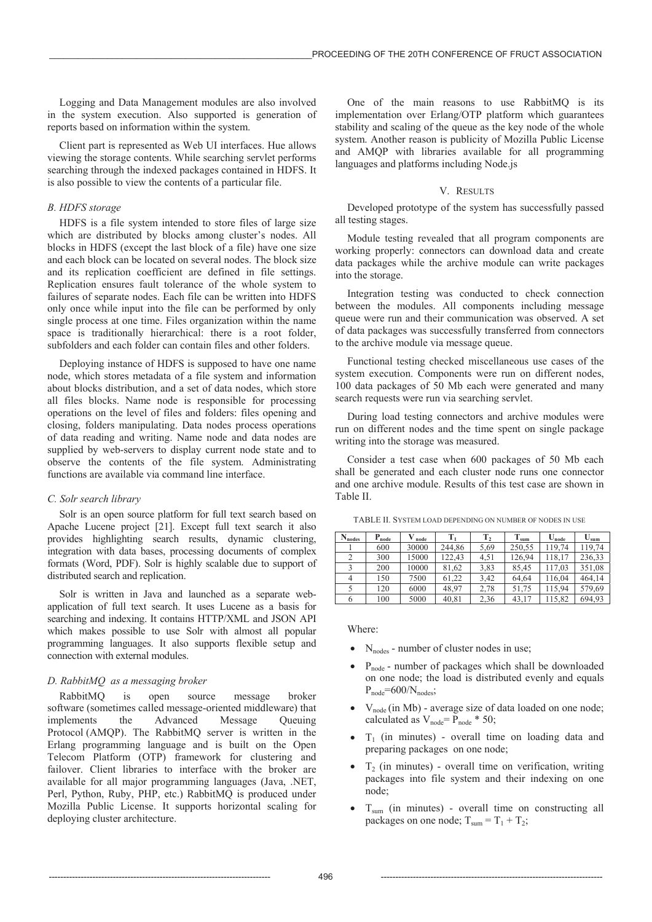Logging and Data Management modules are also involved in the system execution. Also supported is generation of reports based on information within the system.

Client part is represented as Web UI interfaces. Hue allows viewing the storage contents. While searching servlet performs searching through the indexed packages contained in HDFS. It is also possible to view the contents of a particular file.

### *B. HDFS storage*

HDFS is a file system intended to store files of large size which are distributed by blocks among cluster's nodes. All blocks in HDFS (except the last block of a file) have one size and each block can be located on several nodes. The block size and its replication coefficient are defined in file settings. Replication ensures fault tolerance of the whole system to failures of separate nodes. Each file can be written into HDFS only once while input into the file can be performed by only single process at one time. Files organization within the name space is traditionally hierarchical: there is a root folder, subfolders and each folder can contain files and other folders.

Deploying instance of HDFS is supposed to have one name node, which stores metadata of a file system and information about blocks distribution, and a set of data nodes, which store all files blocks. Name node is responsible for processing operations on the level of files and folders: files opening and closing, folders manipulating. Data nodes process operations of data reading and writing. Name node and data nodes are supplied by web-servers to display current node state and to observe the contents of the file system. Administrating functions are available via command line interface.

### *C. Solr search library*

Solr is an open source platform for full text search based on Apache Lucene project [21]. Except full text search it also provides highlighting search results, dynamic clustering, integration with data bases, processing documents of complex formats (Word, PDF). Solr is highly scalable due to support of distributed search and replication.

Solr is written in Java and launched as a separate web-application of full text search. It uses Lucene as a basis for searching and indexing. It contains HTTP/XML and JSON API which makes possible to use Solr with almost all popular programming languages. It also supports flexible setup and connection with external modules.

### *D. RabbitMQ as a messaging broker*

RabbitMQ is open source message broker software (sometimes called message-oriented middleware) that implements the Advanced Message Queuing Protocol (AMQP). The RabbitMQ server is written in the Erlang programming language and is built on the Open Telecom Platform (OTP) framework for clustering and failover. Client libraries to interface with the broker are available for all major programming languages (Java, .NET, Perl, Python, Ruby, PHP, etc.) RabbitMQ is produced under Mozilla Public License. It supports horizontal scaling for deploying cluster architecture.

One of the main reasons to use RabbitMQ is its implementation over Erlang/OTP platform which guarantees stability and scaling of the queue as the key node of the whole system. Another reason is publicity of Mozilla Public License and AMQP with libraries available for all programming languages and platforms including Node.js

## V. RESULTS

Developed prototype of the system has successfully passed all testing stages.

Module testing revealed that all program components are working properly: connectors can download data and create data packages while the archive module can write packages into the storage.

Integration testing was conducted to check connection between the modules. All components including message queue were run and their communication was observed. A set of data packages was successfully transferred from connectors to the archive module via message queue.

Functional testing checked miscellaneous use cases of the system execution. Components were run on different nodes, 100 data packages of 50 Mb each were generated and many search requests were run via searching servlet.

During load testing connectors and archive modules were run on different nodes and the time spent on single package writing into the storage was measured.

Consider a test case when 600 packages of 50 Mb each shall be generated and each cluster node runs one connector and one archive module. Results of this test case are shown in Table II.

TABLE II. SYSTEM LOAD DEPENDING ON NUMBER OF NODES IN USE

| $N_{nodes}$ | $P_{node}$ | $V_{node}$ | $T_1$ | $T_2$ | $T_{sum}$ | $U_{node}$ | $U_{sum}$ |
|---|---|---|---|---|---|---|---|
| 1 | 600 | 30000 | 244,86 | 5,69 | 250,55 | 119,74 | 119,74 |
| 2 | 300 | 15000 | 122,43 | 4,51 | 126,94 | 118,17 | 236,33 |
| 3 | 200 | 10000 | 81,62 | 3,83 | 85,45 | 117,03 | 351,08 |
| 4 | 150 | 7500 | 61,22 | 3,42 | 64,64 | 116,04 | 464,14 |
| 5 | 120 | 6000 | 48,97 | 2,78 | 51,75 | 115,94 | 579,69 |
| 6 | 100 | 5000 | 40,81 | 2,36 | 43,17 | 115,82 | 694,93 |

Where:

- $N_{nodes}$ - number of cluster nodes in use;
- $P_{node}$ - number of packages which shall be downloaded on one node; the load is distributed evenly and equals $P_{node}$=600/$N_{nodes}$;
- $V_{node}$ (in Mb) - average size of data loaded on one node; calculated as $V_{node}$= $P_{node}$ * 50;
- $T_1$ (in minutes) - overall time on loading data and preparing packages on one node;
- $T_2$ (in minutes) - overall time on verification, writing packages into file system and their indexing on one node;
- $T_{sum}$ (in minutes) - overall time on constructing all packages on one node; $T_{sum} = T_1 + T_2$;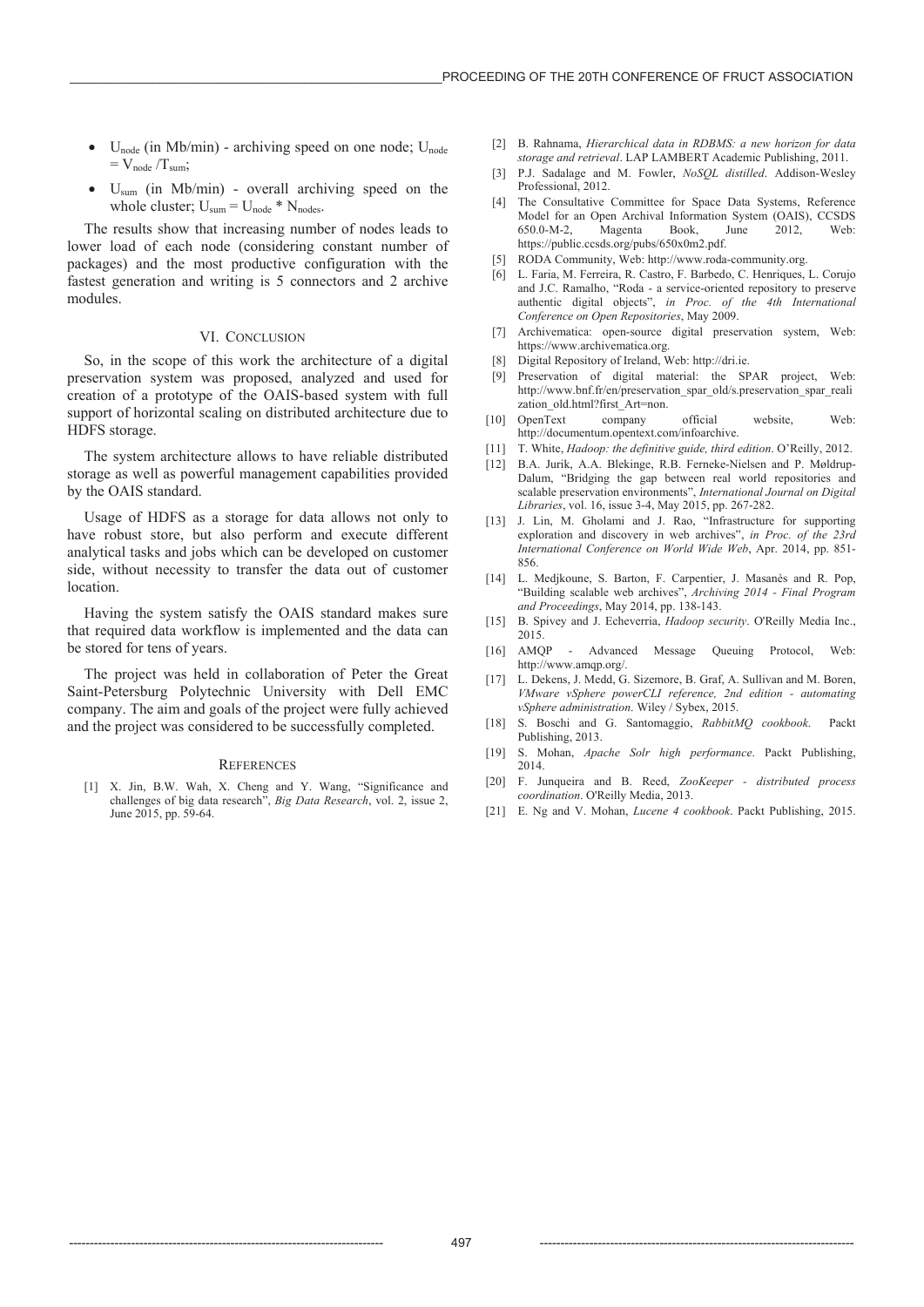- $U_{node}$ (in Mb/min) - archiving speed on one node; $U_{node} = V_{node} / T_{sum}$;
- $U_{sum}$ (in Mb/min) - overall archiving speed on the whole cluster; $U_{sum} = U_{node} * N_{nodes}$.

The results show that increasing number of nodes leads to lower load of each node (considering constant number of packages) and the most productive configuration with the fastest generation and writing is 5 connectors and 2 archive modules.

## VI. Conclusion

So, in the scope of this work the architecture of a digital preservation system was proposed, analyzed and used for creation of a prototype of the OAIS-based system with full support of horizontal scaling on distributed architecture due to HDFS storage.

The system architecture allows to have reliable distributed storage as well as powerful management capabilities provided by the OAIS standard.

Usage of HDFS as a storage for data allows not only to have robust store, but also perform and execute different analytical tasks and jobs which can be developed on customer side, without necessity to transfer the data out of customer location.

Having the system satisfy the OAIS standard makes sure that required data workflow is implemented and the data can be stored for tens of years.

The project was held in collaboration of Peter the Great Saint-Petersburg Polytechnic University with Dell EMC company. The aim and goals of the project were fully achieved and the project was considered to be successfully completed.

## References

[1] X. Jin, B.W. Wah, X. Cheng and Y. Wang, "Significance and challenges of big data research", *Big Data Research*, vol. 2, issue 2, June 2015, pp. 59-64.

[2] B. Rahnama, *Hierarchical data in RDBMS: a new horizon for data storage and retrieval*. LAP LAMBERT Academic Publishing, 2011.

[3] P.J. Sadalage and M. Fowler, *NoSQL distilled*. Addison-Wesley Professional, 2012.

[4] The Consultative Committee for Space Data Systems, Reference Model for an Open Archival Information System (OAIS), CCSDS 650.0-M-2, Magenta Book, June 2012, Web: https://public.ccsds.org/pubs/650x0m2.pdf.

[5] RODA Community, Web: http://www.roda-community.org.

[6] L. Faria, M. Ferreira, R. Castro, F. Barbedo, C. Henriques, L. Corujo and J.C. Ramalho, "Roda - a service-oriented repository to preserve authentic digital objects", *in Proc. of the 4th International Conference on Open Repositories*, May 2009.

[7] Archivematica: open-source digital preservation system, Web: https://www.archivematica.org.

[8] Digital Repository of Ireland, Web: http://dri.ie.

[9] Preservation of digital material: the SPAR project, Web: http://www.bnf.fr/en/preservation_spar_old/s.preservation_spar_realization_old.html?first_Art=non.

[10] OpenText company official website, Web: http://documentum.opentext.com/infoarchive.

[11] T. White, *Hadoop: the definitive guide, third edition*. O'Reilly, 2012.

[12] B.A. Jurik, A.A. Blekinge, R.B. Ferneke-Nielsen and P. Møldrup-Dalum, "Bridging the gap between real world repositories and scalable preservation environments", *International Journal on Digital Libraries*, vol. 16, issue 3-4, May 2015, pp. 267-282.

[13] J. Lin, M. Gholami and J. Rao, "Infrastructure for supporting exploration and discovery in web archives", *in Proc. of the 23rd International Conference on World Wide Web*, Apr. 2014, pp. 851-856.

[14] L. Medjkoune, S. Barton, F. Carpentier, J. Masanès and R. Pop, "Building scalable web archives", *Archiving 2014 - Final Program and Proceedings*, May 2014, pp. 138-143.

[15] B. Spivey and J. Echeverria, *Hadoop security*. O'Reilly Media Inc., 2015.

[16] AMQP - Advanced Message Queuing Protocol, Web: http://www.amqp.org/.

[17] L. Dekens, J. Medd, G. Sizemore, B. Graf, A. Sullivan and M. Boren, *VMware vSphere powerCLI reference, 2nd edition - automating vSphere administration*. Wiley / Sybex, 2015.

[18] S. Boschi and G. Santomaggio, *RabbitMQ cookbook*. Packt Publishing, 2013.

[19] S. Mohan, *Apache Solr high performance*. Packt Publishing, 2014.

[20] F. Junqueira and B. Reed, *ZooKeeper - distributed process coordination*. O'Reilly Media, 2013.

[21] E. Ng and V. Mohan, *Lucene 4 cookbook*. Packt Publishing, 2015.